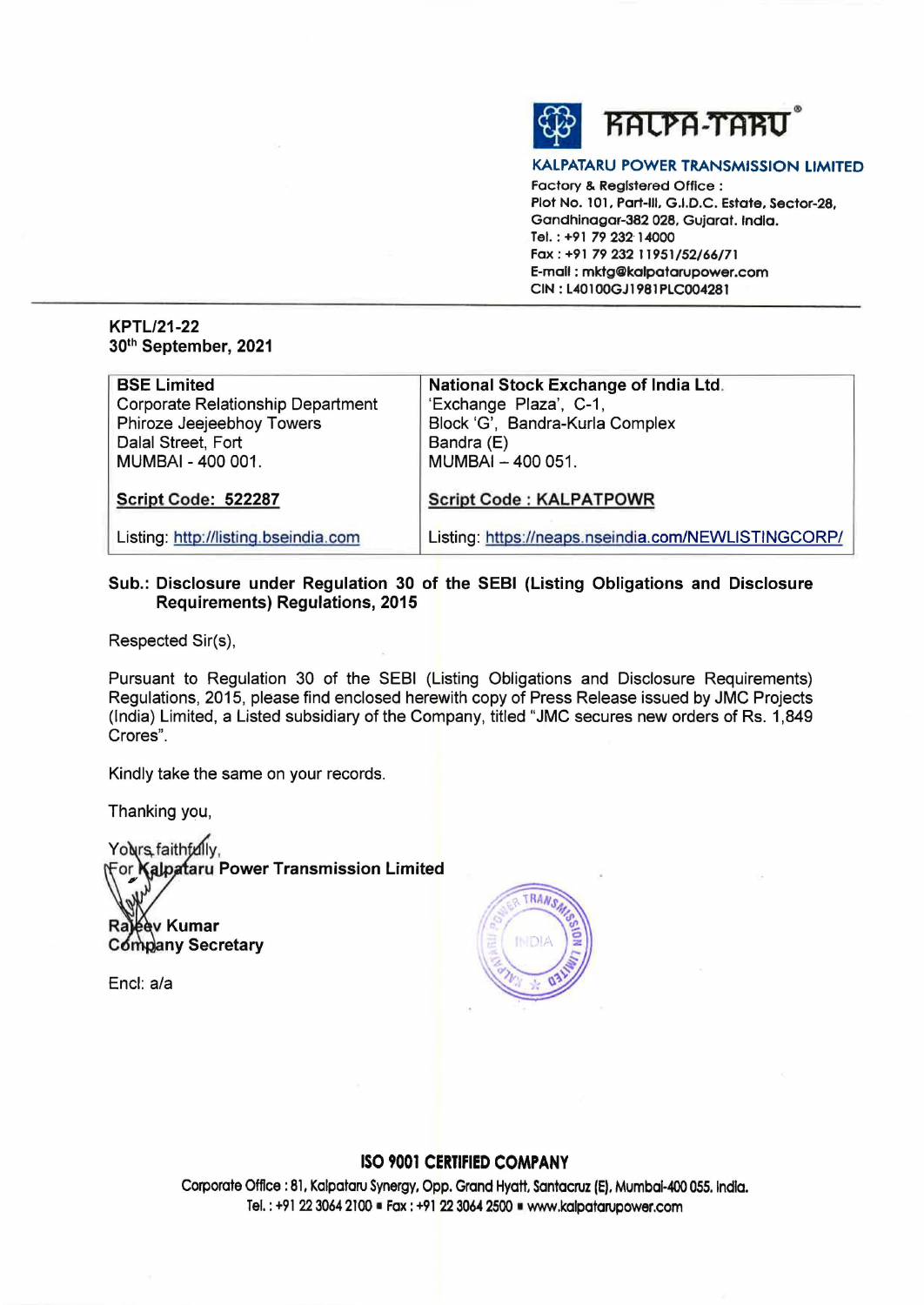**KALPATARU POWER TRANSMISSION LIMITED**

Factory & Registered Office :
Plot No. 101, Part-III, G.I.D.C. Estate, Sector-28,
Gandhinagar-382 028, Gujarat. India.
Tel. : +91 79 232 14000
Fax : +91 79 232 11951/52/66/71
E-mail : mktg@kalpatarupower.com
CIN : L40100GJ1981PLC004281

KPTL/21-22
30th September, 2021

| BSE Limited<br>Corporate Relationship Department<br>Phiroze Jeejeebhoy Towers<br>Dalal Street, Fort<br>MUMBAI - 400 001. | National Stock Exchange of India Ltd.<br>'Exchange Plaza', C-1,<br>Block 'G', Bandra-Kurla Complex<br>Bandra (E)<br>MUMBAI – 400 051. |
|---|---|
| Script Code: 522287 | Script Code : KALPATPOWR |
| Listing: http://listing.bseindia.com | Listing: https://neaps.nseindia.com/NEWLISTINGCORP/ |

**Sub.: Disclosure under Regulation 30 of the SEBI (Listing Obligations and Disclosure Requirements) Regulations, 2015**

Respected Sir(s),

Pursuant to Regulation 30 of the SEBI (Listing Obligations and Disclosure Requirements) Regulations, 2015, please find enclosed herewith copy of Press Release issued by JMC Projects (India) Limited, a Listed subsidiary of the Company, titled "JMC secures new orders of Rs. 1,849 Crores".

Kindly take the same on your records.

Thanking you,

Yours faithfully,
**For Kalpataru Power Transmission Limited**

**Rajeev Kumar**
**Company Secretary**

Encl: a/a

**ISO 9001 CERTIFIED COMPANY**

Corporate Office : 81, Kalpataru Synergy, Opp. Grand Hyatt, Santacruz (E), Mumbai-400 055. India.
Tel. : +91 22 3064 2100 ■ Fax : +91 22 3064 2500 ■ www.kalpatarupower.com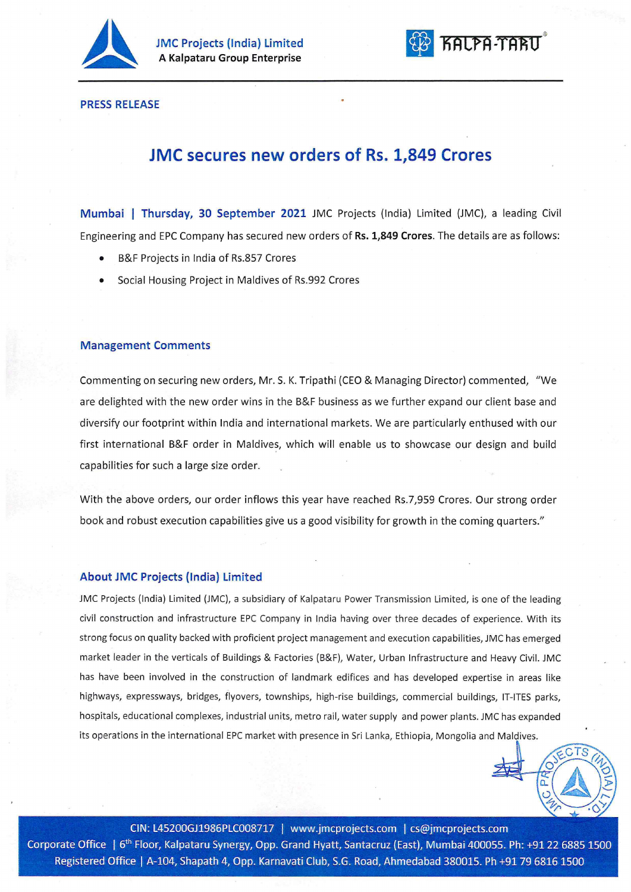**JMC Projects (India) Limited**
**A Kalpataru Group Enterprise**

KALPA-TARU

**PRESS RELEASE**

# JMC secures new orders of Rs. 1,849 Crores

**Mumbai | Thursday, 30 September 2021** JMC Projects (India) Limited (JMC), a leading Civil Engineering and EPC Company has secured new orders of **Rs. 1,849 Crores**. The details are as follows:

- B&F Projects in India of Rs.857 Crores
- Social Housing Project in Maldives of Rs.992 Crores

## Management Comments

Commenting on securing new orders, Mr. S. K. Tripathi (CEO & Managing Director) commented, "We are delighted with the new order wins in the B&F business as we further expand our client base and diversify our footprint within India and international markets. We are particularly enthused with our first international B&F order in Maldives, which will enable us to showcase our design and build capabilities for such a large size order.

With the above orders, our order inflows this year have reached Rs.7,959 Crores. Our strong order book and robust execution capabilities give us a good visibility for growth in the coming quarters."

## About JMC Projects (India) Limited

JMC Projects (India) Limited (JMC), a subsidiary of Kalpataru Power Transmission Limited, is one of the leading civil construction and infrastructure EPC Company in India having over three decades of experience. With its strong focus on quality backed with proficient project management and execution capabilities, JMC has emerged market leader in the verticals of Buildings & Factories (B&F), Water, Urban Infrastructure and Heavy Civil. JMC has have been involved in the construction of landmark edifices and has developed expertise in areas like highways, expressways, bridges, flyovers, townships, high-rise buildings, commercial buildings, IT-ITES parks, hospitals, educational complexes, industrial units, metro rail, water supply and power plants. JMC has expanded its operations in the international EPC market with presence in Sri Lanka, Ethiopia, Mongolia and Maldives.

CIN: L45200GJ1986PLC008717 | www.jmcprojects.com | cs@jmcprojects.com
Corporate Office | 6th Floor, Kalpataru Synergy, Opp. Grand Hyatt, Santacruz (East), Mumbai 400055. Ph: +91 22 6885 1500
Registered Office | A-104, Shapath 4, Opp. Karnavati Club, S.G. Road, Ahmedabad 380015. Ph +91 79 6816 1500